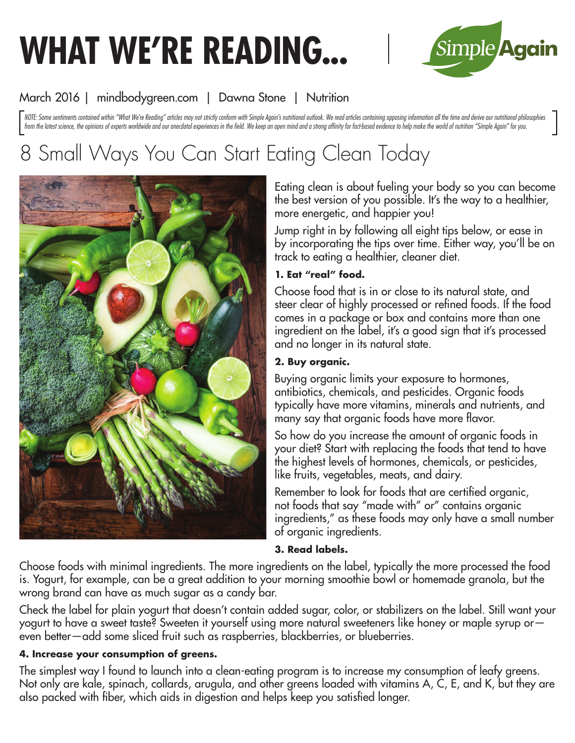# WHAT WE'RE READING...

Simple Again

March 2016 | mindbodygreen.com | Dawna Stone | Nutrition

*NOTE: Some sentiments contained within "What We're Reading" articles may not strictly conform with Simple Again's nutritional outlook. We read articles containing opposing information all the time and derive our nutritional philosophies from the latest science, the opinions of experts worldwide and our anecdotal experiences in the field. We keep an open mind and a strong affinity for fact-based evidence to help make the world of nutrition "Simple Again" for you.*

## 8 Small Ways You Can Start Eating Clean Today

Eating clean is about fueling your body so you can become the best version of you possible. It's the way to a healthier, more energetic, and happier you!

Jump right in by following all eight tips below, or ease in by incorporating the tips over time. Either way, you'll be on track to eating a healthier, cleaner diet.

**1. Eat "real" food.**

Choose food that is in or close to its natural state, and steer clear of highly processed or refined foods. If the food comes in a package or box and contains more than one ingredient on the label, it's a good sign that it's processed and no longer in its natural state.

**2. Buy organic.**

Buying organic limits your exposure to hormones, antibiotics, chemicals, and pesticides. Organic foods typically have more vitamins, minerals and nutrients, and many say that organic foods have more flavor.

So how do you increase the amount of organic foods in your diet? Start with replacing the foods that tend to have the highest levels of hormones, chemicals, or pesticides, like fruits, vegetables, meats, and dairy.

Remember to look for foods that are certified organic, not foods that say "made with" or" contains organic ingredients," as these foods may only have a small number of organic ingredients.

**3. Read labels.**

Choose foods with minimal ingredients. The more ingredients on the label, typically the more processed the food is. Yogurt, for example, can be a great addition to your morning smoothie bowl or homemade granola, but the wrong brand can have as much sugar as a candy bar.

Check the label for plain yogurt that doesn't contain added sugar, color, or stabilizers on the label. Still want your yogurt to have a sweet taste? Sweeten it yourself using more natural sweeteners like honey or maple syrup or—even better—add some sliced fruit such as raspberries, blackberries, or blueberries.

**4. Increase your consumption of greens.**

The simplest way I found to launch into a clean-eating program is to increase my consumption of leafy greens. Not only are kale, spinach, collards, arugula, and other greens loaded with vitamins A, C, E, and K, but they are also packed with fiber, which aids in digestion and helps keep you satisfied longer.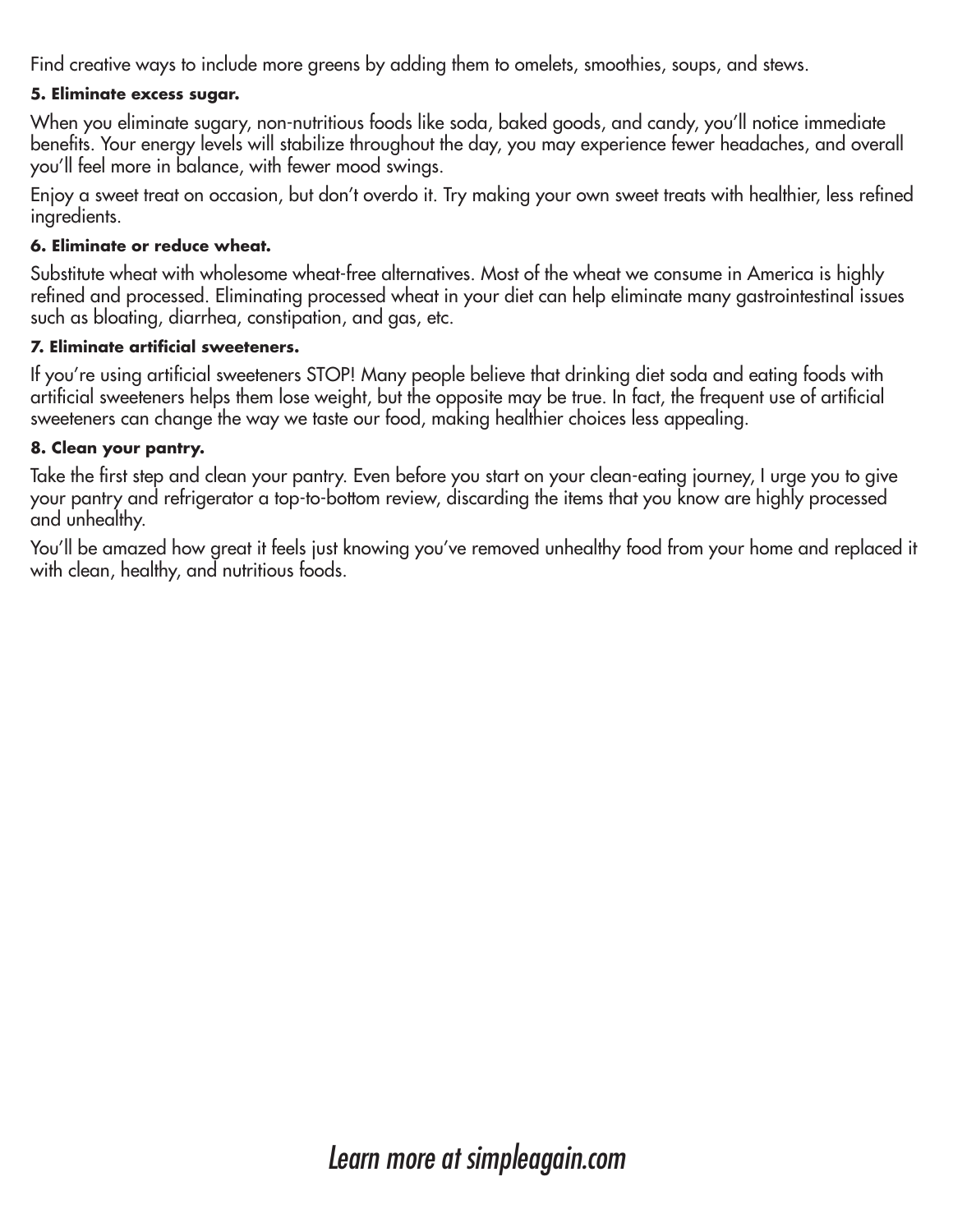Find creative ways to include more greens by adding them to omelets, smoothies, soups, and stews.

**5. Eliminate excess sugar.**

When you eliminate sugary, non-nutritious foods like soda, baked goods, and candy, you'll notice immediate benefits. Your energy levels will stabilize throughout the day, you may experience fewer headaches, and overall you'll feel more in balance, with fewer mood swings.

Enjoy a sweet treat on occasion, but don't overdo it. Try making your own sweet treats with healthier, less refined ingredients.

**6. Eliminate or reduce wheat.**

Substitute wheat with wholesome wheat-free alternatives. Most of the wheat we consume in America is highly refined and processed. Eliminating processed wheat in your diet can help eliminate many gastrointestinal issues such as bloating, diarrhea, constipation, and gas, etc.

**7. Eliminate artificial sweeteners.**

If you're using artificial sweeteners STOP! Many people believe that drinking diet soda and eating foods with artificial sweeteners helps them lose weight, but the opposite may be true. In fact, the frequent use of artificial sweeteners can change the way we taste our food, making healthier choices less appealing.

**8. Clean your pantry.**

Take the first step and clean your pantry. Even before you start on your clean-eating journey, I urge you to give your pantry and refrigerator a top-to-bottom review, discarding the items that you know are highly processed and unhealthy.

You'll be amazed how great it feels just knowing you've removed unhealthy food from your home and replaced it with clean, healthy, and nutritious foods.

*Learn more at simpleagain.com*